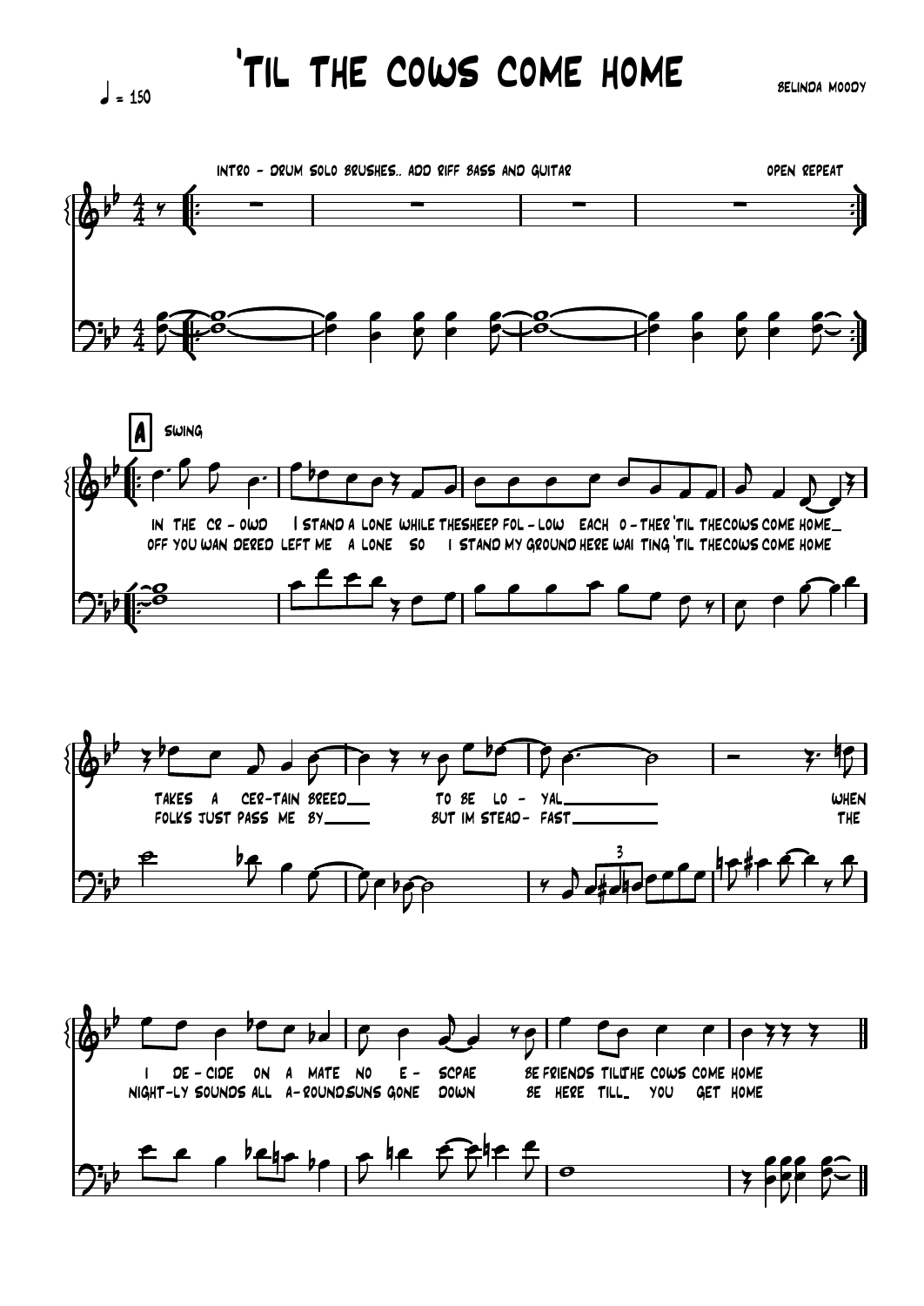# 'Til the Cows Come Home

♩ = 150

Belinda Moody

Intro - drum solo brushes.. add riff bass and guitar

Open repeat

**A** Swing

In the cr - owd I stand a lone while the sheep fol - low each o - ther 'til the cows come home
Off you wan dered left me a lone so I stand my ground here wai ting 'til the cows come home

takes a cer-tain breed to be lo - yal when
folks just pass me by but im stead- fast the

I de - cide on a mate no e - scpae be friends till the cows come home
night-ly sounds all a-round suns gone down be here till you get home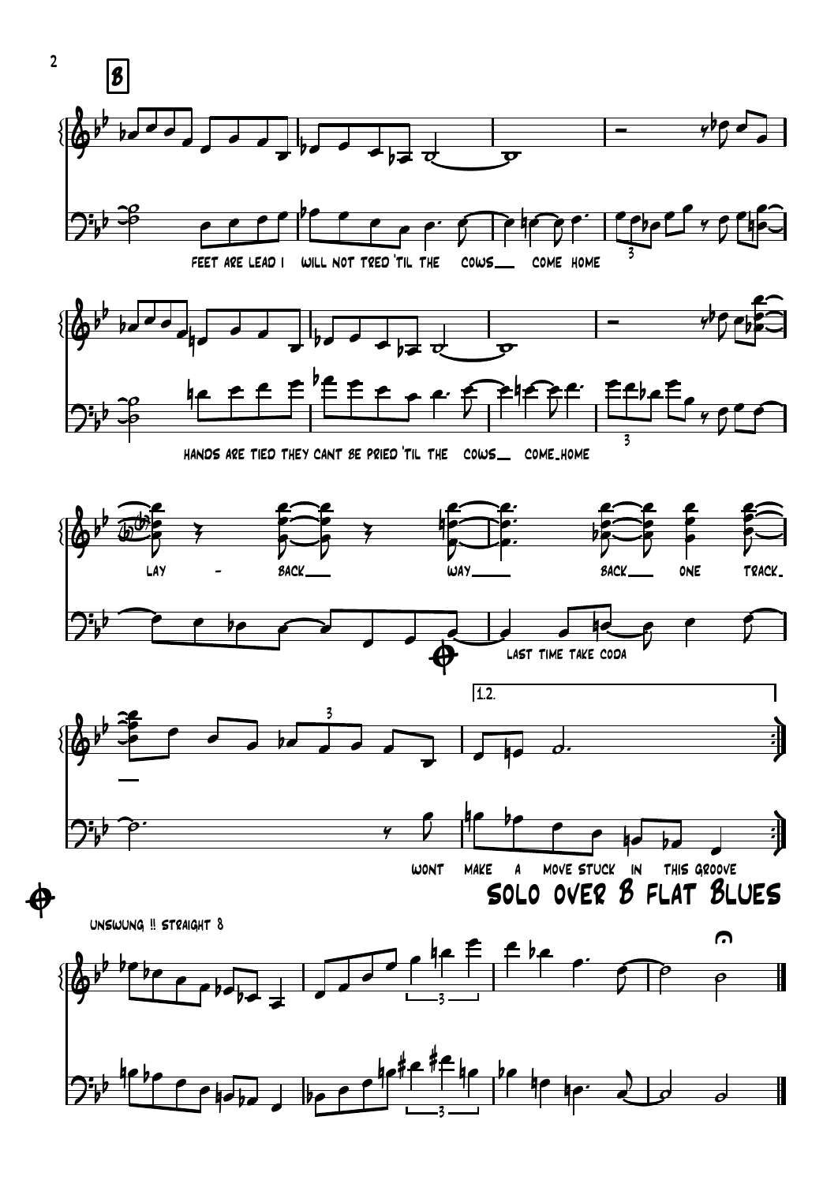B

feet are lead I will not tred 'til the cows__ come home

hands are tied they cant be pried 'til the cows__ come_home

lay - back__ way____ back__ one track_

last time take coda

1.2.

wont make a move stuck in this groove

SOLO OVER B FLAT BLUES

UNSWUNG !! STRAIGHT 8